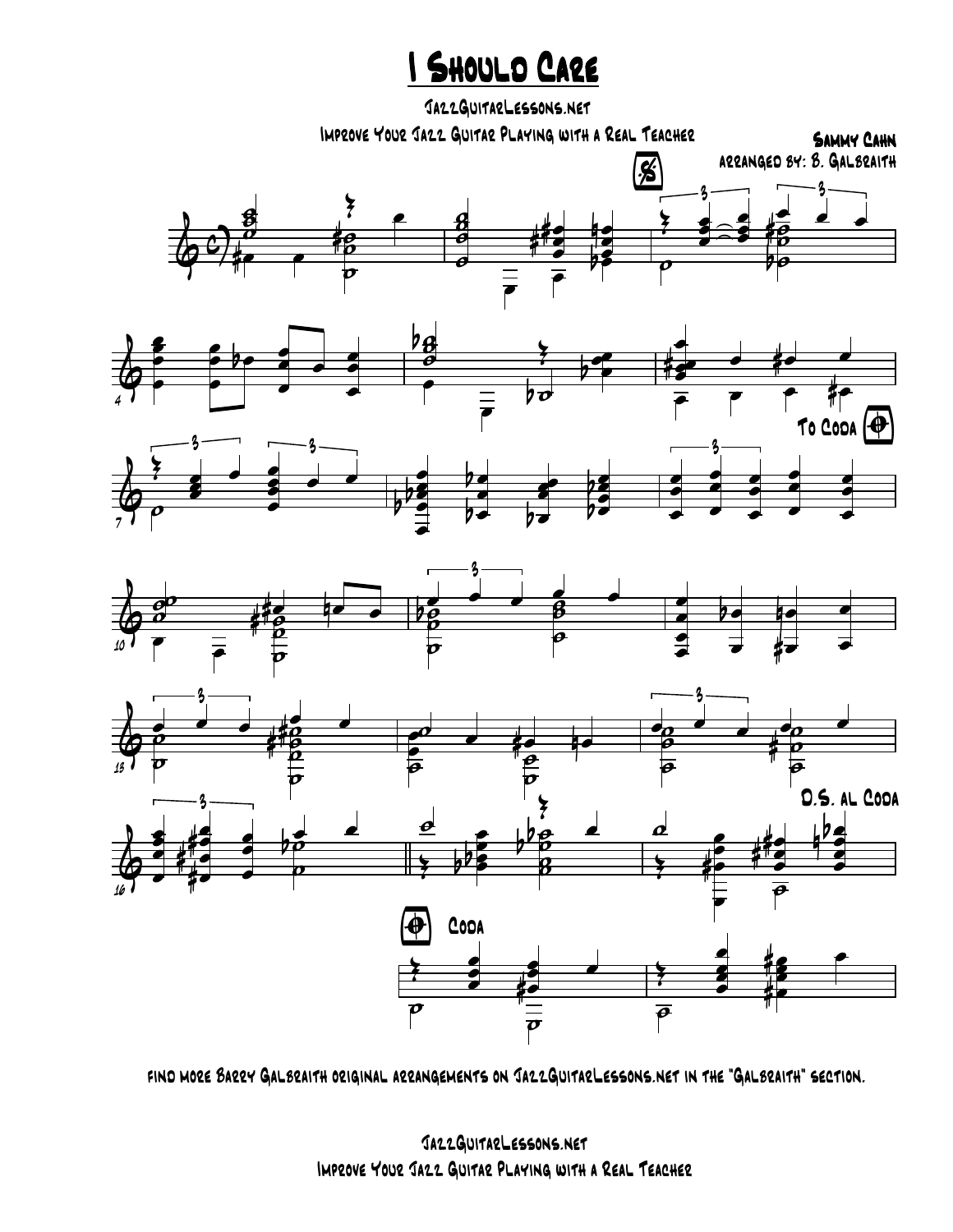# I Should Care

JazzGuitarLessons.net

Improve Your Jazz Guitar Playing with a Real Teacher

Sammy Cahn

arranged by: B. Galbraith

find more Barry Galbraith original arrangements on JazzGuitarLessons.net in the "Galbraith" section.

JazzGuitarLessons.net

Improve Your Jazz Guitar Playing with a Real Teacher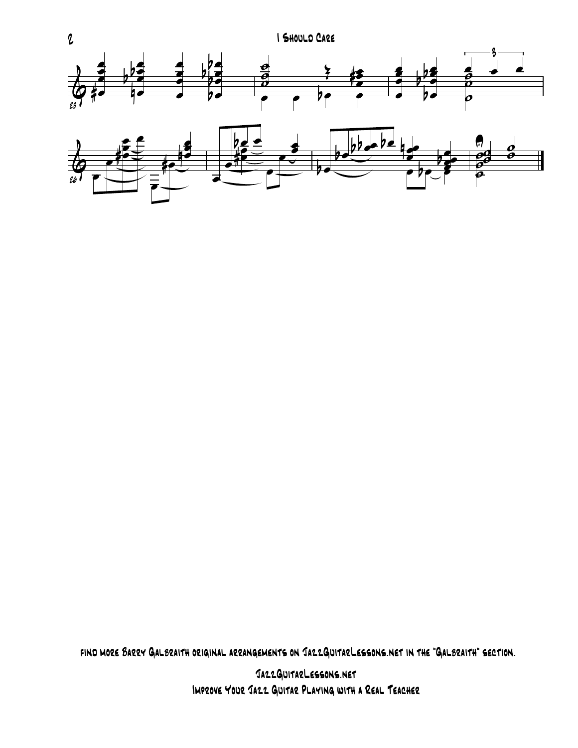find more Barry Galbraith original arrangements on JazzGuitarLessons.net in the "Galbraith" section.

JazzGuitarLessons.net
Improve Your Jazz Guitar Playing with a Real Teacher